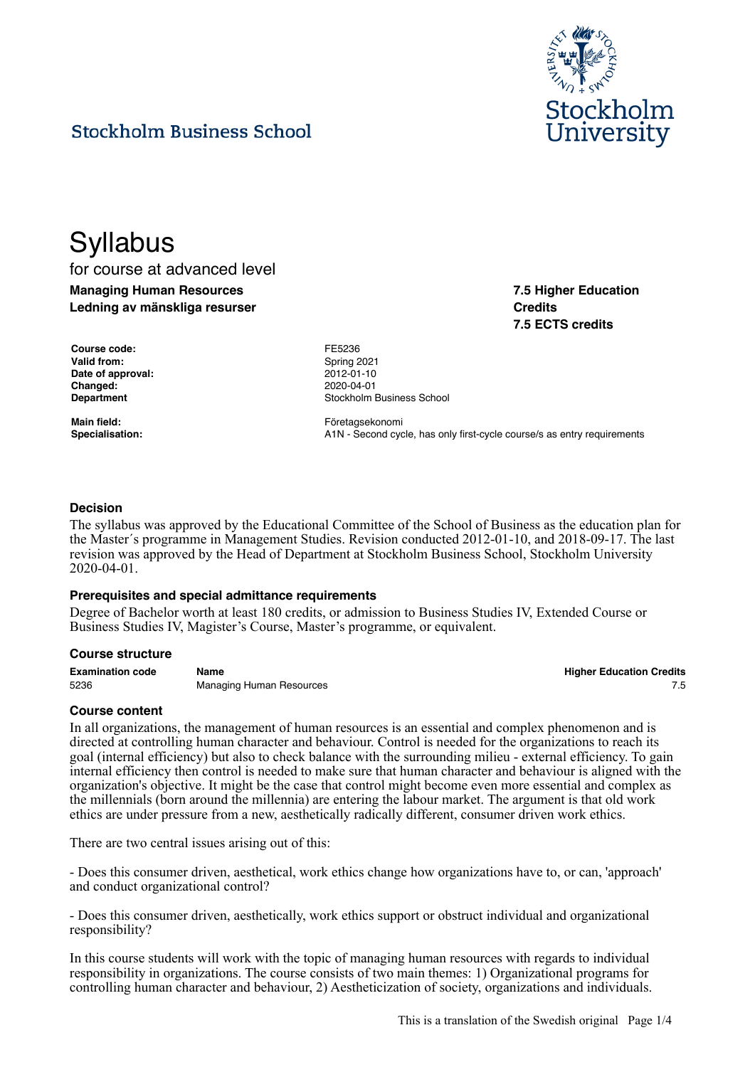Stockholm Business School

Stockholm University

# Syllabus

for course at advanced level

**Managing Human Resources**
**Ledning av mänskliga resurser**

**7.5 Higher Education Credits**
**7.5 ECTS credits**

| | |
|---|---|
| **Course code:** | FE5236 |
| **Valid from:** | Spring 2021 |
| **Date of approval:** | 2012-01-10 |
| **Changed:** | 2020-04-01 |
| **Department** | Stockholm Business School |
| **Main field:** | Företagsekonomi |
| **Specialisation:** | A1N - Second cycle, has only first-cycle course/s as entry requirements |

### Decision

The syllabus was approved by the Educational Committee of the School of Business as the education plan for the Master´s programme in Management Studies. Revision conducted 2012-01-10, and 2018-09-17. The last revision was approved by the Head of Department at Stockholm Business School, Stockholm University 2020-04-01.

### Prerequisites and special admittance requirements

Degree of Bachelor worth at least 180 credits, or admission to Business Studies IV, Extended Course or Business Studies IV, Magister's Course, Master's programme, or equivalent.

### Course structure

| Examination code | Name | Higher Education Credits |
|---|---|---|
| 5236 | Managing Human Resources | 7.5 |

### Course content

In all organizations, the management of human resources is an essential and complex phenomenon and is directed at controlling human character and behaviour. Control is needed for the organizations to reach its goal (internal efficiency) but also to check balance with the surrounding milieu - external efficiency. To gain internal efficiency then control is needed to make sure that human character and behaviour is aligned with the organization's objective. It might be the case that control might become even more essential and complex as the millennials (born around the millennia) are entering the labour market. The argument is that old work ethics are under pressure from a new, aesthetically radically different, consumer driven work ethics.

There are two central issues arising out of this:

- Does this consumer driven, aesthetical, work ethics change how organizations have to, or can, 'approach' and conduct organizational control?

- Does this consumer driven, aesthetically, work ethics support or obstruct individual and organizational responsibility?

In this course students will work with the topic of managing human resources with regards to individual responsibility in organizations. The course consists of two main themes: 1) Organizational programs for controlling human character and behaviour, 2) Aestheticization of society, organizations and individuals.

This is a translation of the Swedish original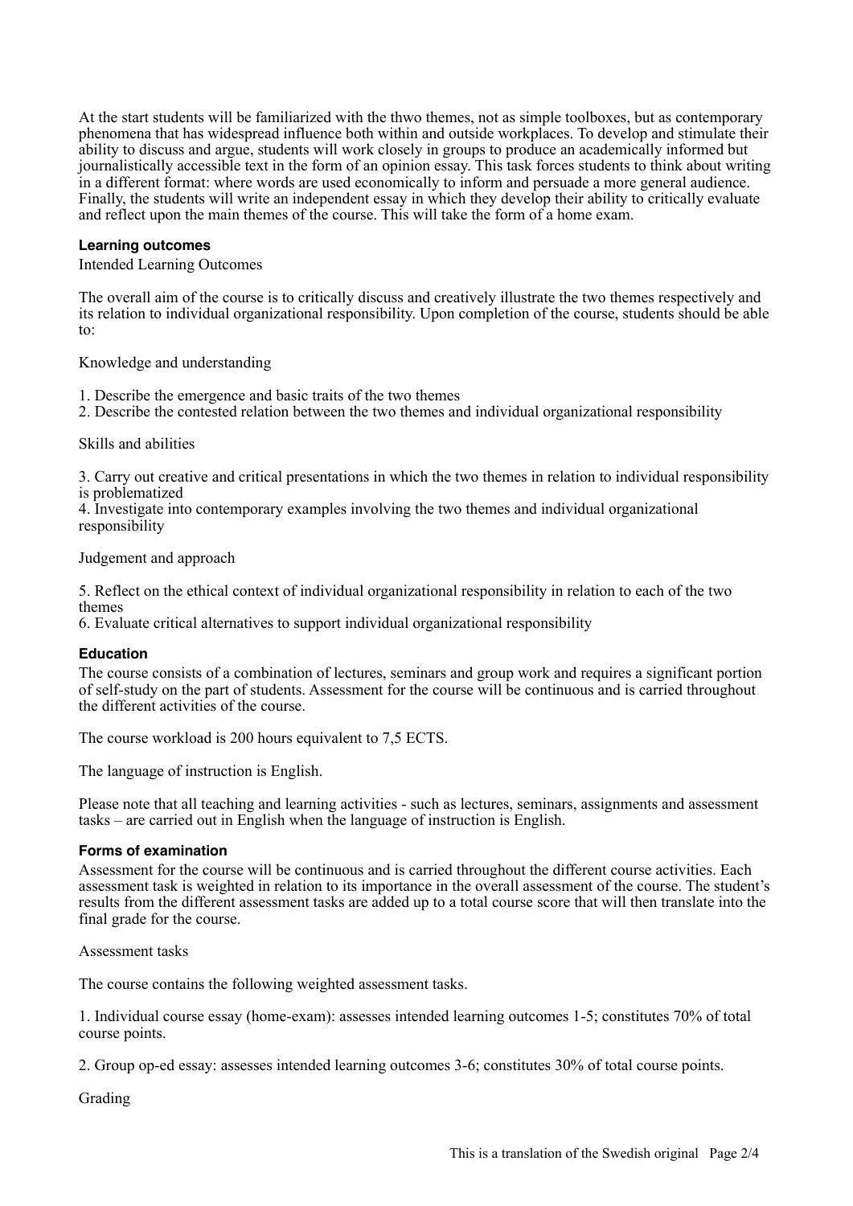At the start students will be familiarized with the thwo themes, not as simple toolboxes, but as contemporary phenomena that has widespread influence both within and outside workplaces. To develop and stimulate their ability to discuss and argue, students will work closely in groups to produce an academically informed but journalistically accessible text in the form of an opinion essay. This task forces students to think about writing in a different format: where words are used economically to inform and persuade a more general audience. Finally, the students will write an independent essay in which they develop their ability to critically evaluate and reflect upon the main themes of the course. This will take the form of a home exam.

### Learning outcomes

Intended Learning Outcomes

The overall aim of the course is to critically discuss and creatively illustrate the two themes respectively and its relation to individual organizational responsibility. Upon completion of the course, students should be able to:

Knowledge and understanding

1. Describe the emergence and basic traits of the two themes
2. Describe the contested relation between the two themes and individual organizational responsibility

Skills and abilities

3. Carry out creative and critical presentations in which the two themes in relation to individual responsibility is problematized
4. Investigate into contemporary examples involving the two themes and individual organizational responsibility

Judgement and approach

5. Reflect on the ethical context of individual organizational responsibility in relation to each of the two themes
6. Evaluate critical alternatives to support individual organizational responsibility

### Education

The course consists of a combination of lectures, seminars and group work and requires a significant portion of self-study on the part of students. Assessment for the course will be continuous and is carried throughout the different activities of the course.

The course workload is 200 hours equivalent to 7,5 ECTS.

The language of instruction is English.

Please note that all teaching and learning activities - such as lectures, seminars, assignments and assessment tasks – are carried out in English when the language of instruction is English.

### Forms of examination

Assessment for the course will be continuous and is carried throughout the different course activities. Each assessment task is weighted in relation to its importance in the overall assessment of the course. The student's results from the different assessment tasks are added up to a total course score that will then translate into the final grade for the course.

Assessment tasks

The course contains the following weighted assessment tasks.

1. Individual course essay (home-exam): assesses intended learning outcomes 1-5; constitutes 70% of total course points.

2. Group op-ed essay: assesses intended learning outcomes 3-6; constitutes 30% of total course points.

Grading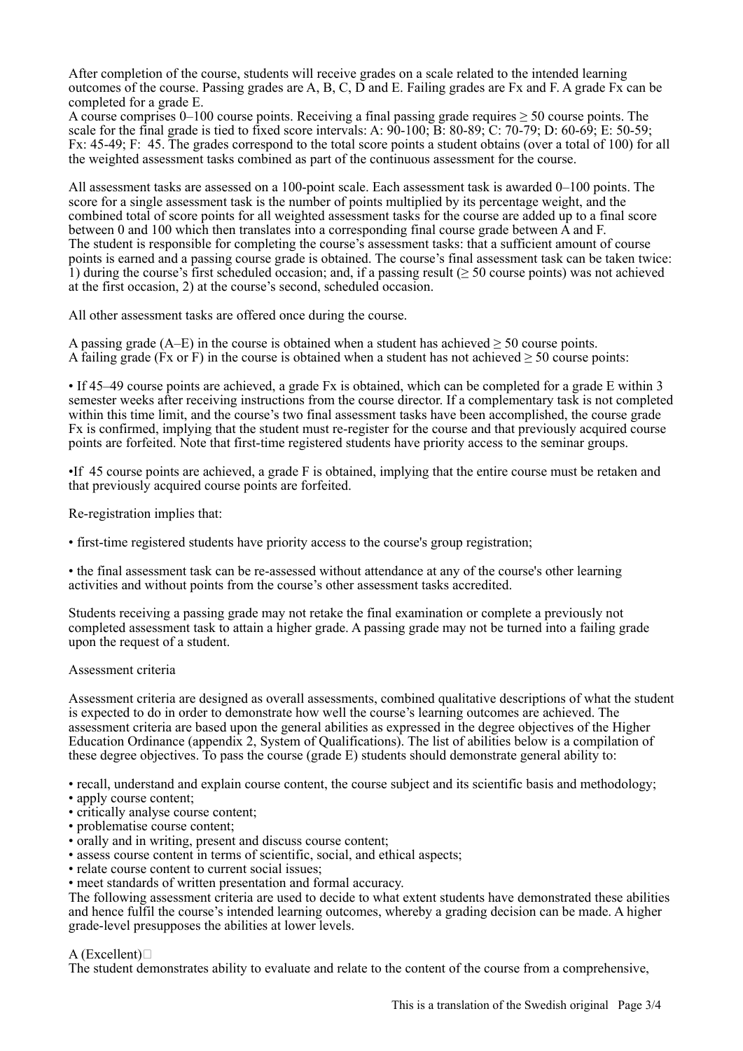After completion of the course, students will receive grades on a scale related to the intended learning outcomes of the course. Passing grades are A, B, C, D and E. Failing grades are Fx and F. A grade Fx can be completed for a grade E.
A course comprises 0–100 course points. Receiving a final passing grade requires ≥ 50 course points. The scale for the final grade is tied to fixed score intervals: A: 90-100; B: 80-89; C: 70-79; D: 60-69; E: 50-59; Fx: 45-49; F:  45. The grades correspond to the total score points a student obtains (over a total of 100) for all the weighted assessment tasks combined as part of the continuous assessment for the course.

All assessment tasks are assessed on a 100-point scale. Each assessment task is awarded 0–100 points. The score for a single assessment task is the number of points multiplied by its percentage weight, and the combined total of score points for all weighted assessment tasks for the course are added up to a final score between 0 and 100 which then translates into a corresponding final course grade between A and F.
The student is responsible for completing the course's assessment tasks: that a sufficient amount of course points is earned and a passing course grade is obtained. The course's final assessment task can be taken twice: 1) during the course's first scheduled occasion; and, if a passing result (≥ 50 course points) was not achieved at the first occasion, 2) at the course's second, scheduled occasion.

All other assessment tasks are offered once during the course.

A passing grade (A–E) in the course is obtained when a student has achieved ≥ 50 course points.
A failing grade (Fx or F) in the course is obtained when a student has not achieved ≥ 50 course points:

- If 45–49 course points are achieved, a grade Fx is obtained, which can be completed for a grade E within 3 semester weeks after receiving instructions from the course director. If a complementary task is not completed within this time limit, and the course's two final assessment tasks have been accomplished, the course grade Fx is confirmed, implying that the student must re-register for the course and that previously acquired course points are forfeited. Note that first-time registered students have priority access to the seminar groups.

- If  45 course points are achieved, a grade F is obtained, implying that the entire course must be retaken and that previously acquired course points are forfeited.

Re-registration implies that:

- first-time registered students have priority access to the course's group registration;

- the final assessment task can be re-assessed without attendance at any of the course's other learning activities and without points from the course's other assessment tasks accredited.

Students receiving a passing grade may not retake the final examination or complete a previously not completed assessment task to attain a higher grade. A passing grade may not be turned into a failing grade upon the request of a student.

Assessment criteria

Assessment criteria are designed as overall assessments, combined qualitative descriptions of what the student is expected to do in order to demonstrate how well the course's learning outcomes are achieved. The assessment criteria are based upon the general abilities as expressed in the degree objectives of the Higher Education Ordinance (appendix 2, System of Qualifications). The list of abilities below is a compilation of these degree objectives. To pass the course (grade E) students should demonstrate general ability to:

- recall, understand and explain course content, the course subject and its scientific basis and methodology;
- apply course content;
- critically analyse course content;
- problematise course content;
- orally and in writing, present and discuss course content;
- assess course content in terms of scientific, social, and ethical aspects;
- relate course content to current social issues;
- meet standards of written presentation and formal accuracy.

The following assessment criteria are used to decide to what extent students have demonstrated these abilities and hence fulfil the course's intended learning outcomes, whereby a grading decision can be made. A higher grade-level presupposes the abilities at lower levels.

A (Excellent)
The student demonstrates ability to evaluate and relate to the content of the course from a comprehensive,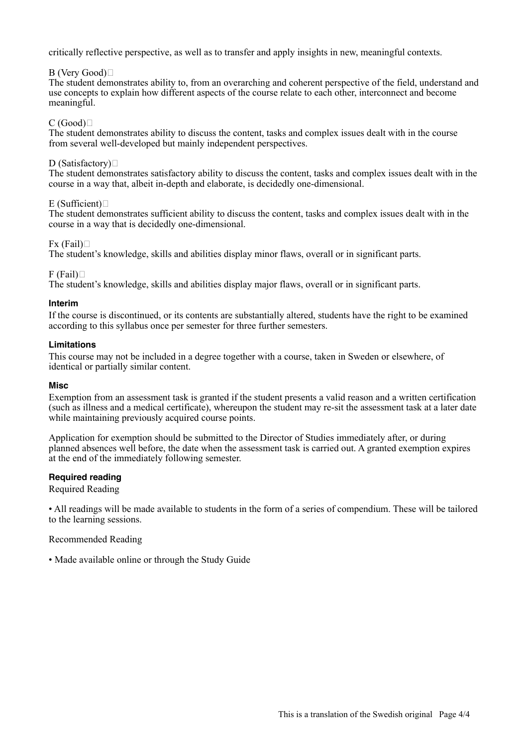critically reflective perspective, as well as to transfer and apply insights in new, meaningful contexts.

B (Very Good)
The student demonstrates ability to, from an overarching and coherent perspective of the field, understand and use concepts to explain how different aspects of the course relate to each other, interconnect and become meaningful.

C (Good)
The student demonstrates ability to discuss the content, tasks and complex issues dealt with in the course from several well-developed but mainly independent perspectives.

D (Satisfactory)
The student demonstrates satisfactory ability to discuss the content, tasks and complex issues dealt with in the course in a way that, albeit in-depth and elaborate, is decidedly one-dimensional.

E (Sufficient)
The student demonstrates sufficient ability to discuss the content, tasks and complex issues dealt with in the course in a way that is decidedly one-dimensional.

Fx (Fail)
The student's knowledge, skills and abilities display minor flaws, overall or in significant parts.

F (Fail)
The student's knowledge, skills and abilities display major flaws, overall or in significant parts.

### Interim

If the course is discontinued, or its contents are substantially altered, students have the right to be examined according to this syllabus once per semester for three further semesters.

### Limitations

This course may not be included in a degree together with a course, taken in Sweden or elsewhere, of identical or partially similar content.

### Misc

Exemption from an assessment task is granted if the student presents a valid reason and a written certification (such as illness and a medical certificate), whereupon the student may re-sit the assessment task at a later date while maintaining previously acquired course points.

Application for exemption should be submitted to the Director of Studies immediately after, or during planned absences well before, the date when the assessment task is carried out. A granted exemption expires at the end of the immediately following semester.

### Required reading

Required Reading

- All readings will be made available to students in the form of a series of compendium. These will be tailored to the learning sessions.

Recommended Reading

- Made available online or through the Study Guide